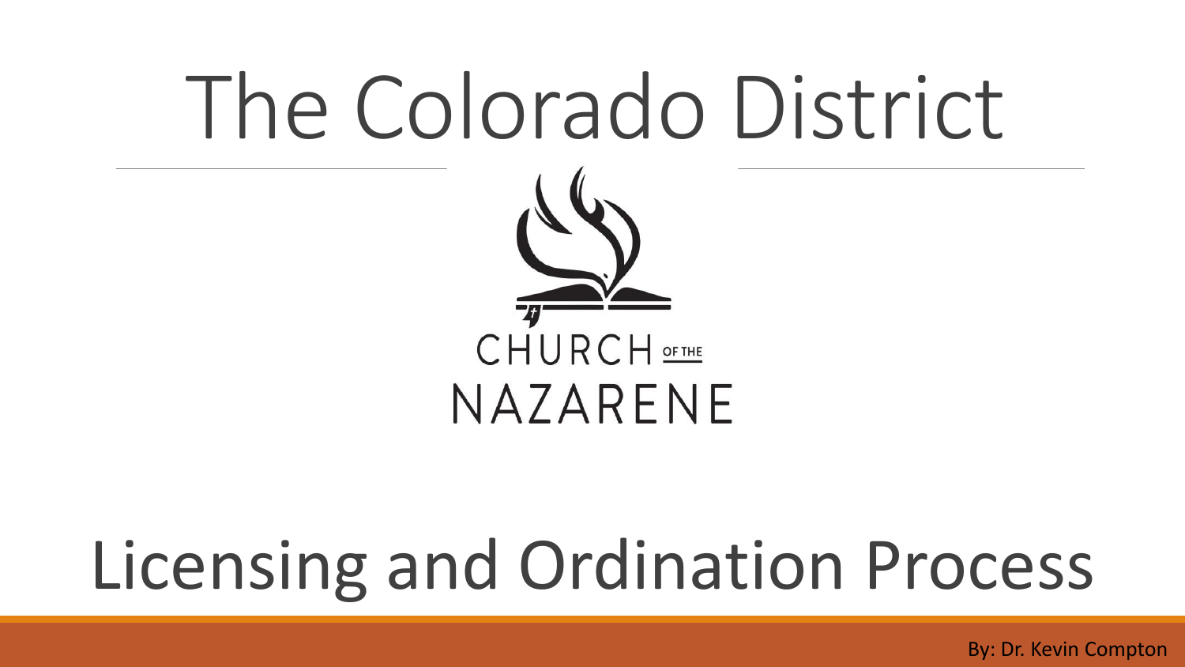# The Colorado District

CHURCH OF THE NAZARENE

# Licensing and Ordination Process

By: Dr. Kevin Compton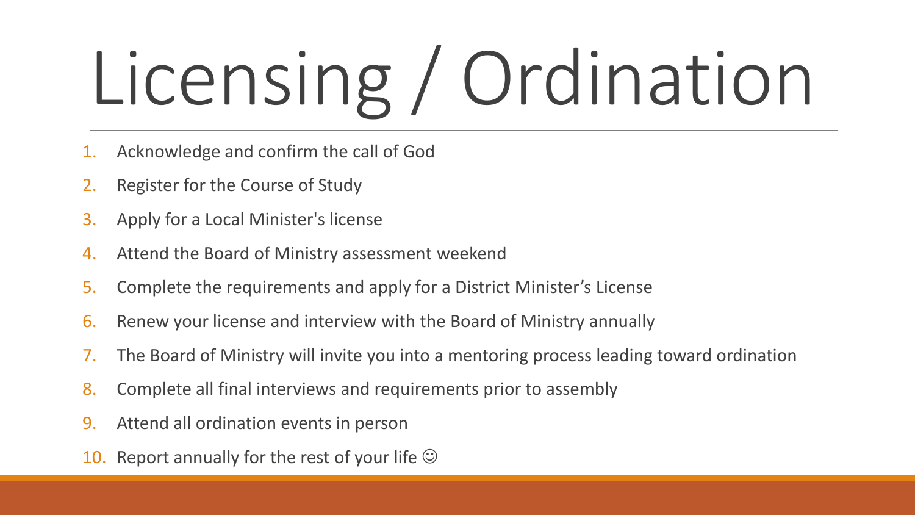# Licensing / Ordination

1. Acknowledge and confirm the call of God
2. Register for the Course of Study
3. Apply for a Local Minister's license
4. Attend the Board of Ministry assessment weekend
5. Complete the requirements and apply for a District Minister's License
6. Renew your license and interview with the Board of Ministry annually
7. The Board of Ministry will invite you into a mentoring process leading toward ordination
8. Complete all final interviews and requirements prior to assembly
9. Attend all ordination events in person
10. Report annually for the rest of your life ☺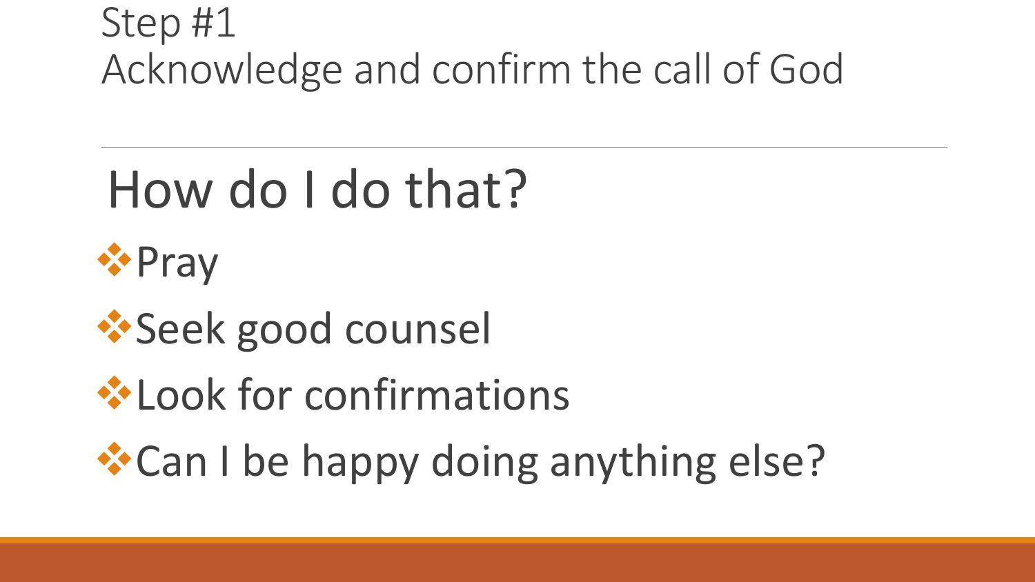# Step #1
# Acknowledge and confirm the call of God

---

## How do I do that?

- Pray
- Seek good counsel
- Look for confirmations
- Can I be happy doing anything else?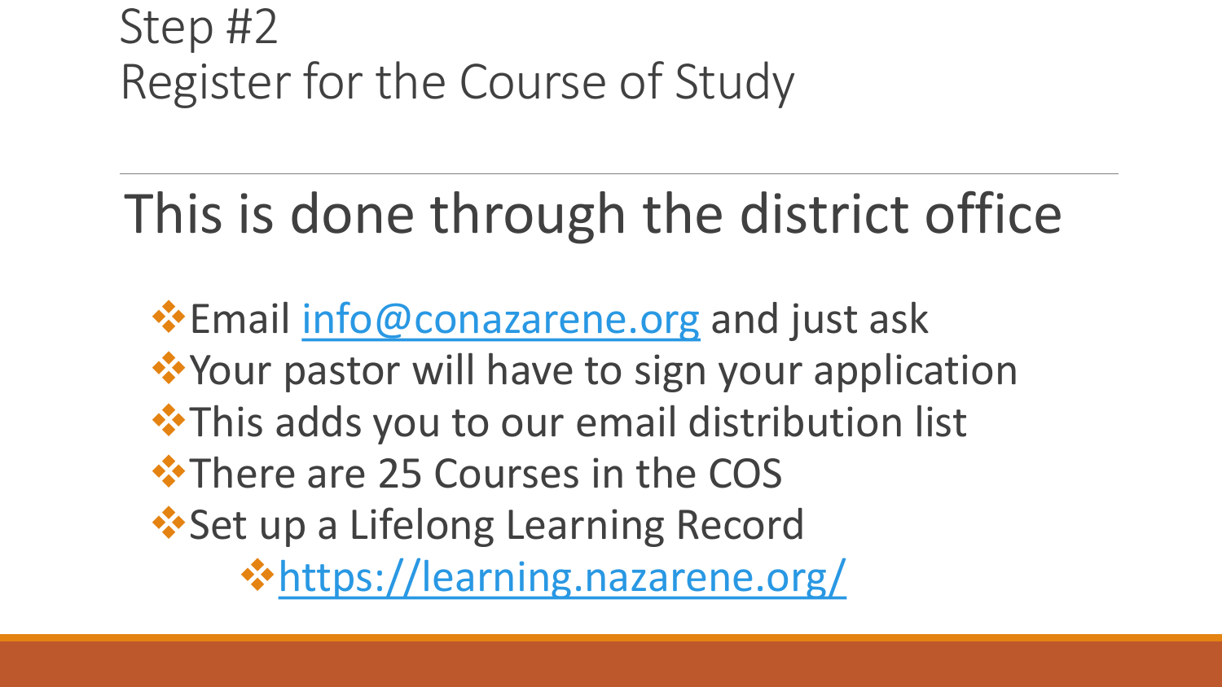# Step #2
# Register for the Course of Study

## This is done through the district office

- Email info@conazarene.org and just ask
- Your pastor will have to sign your application
- This adds you to our email distribution list
- There are 25 Courses in the COS
- Set up a Lifelong Learning Record
    - https://learning.nazarene.org/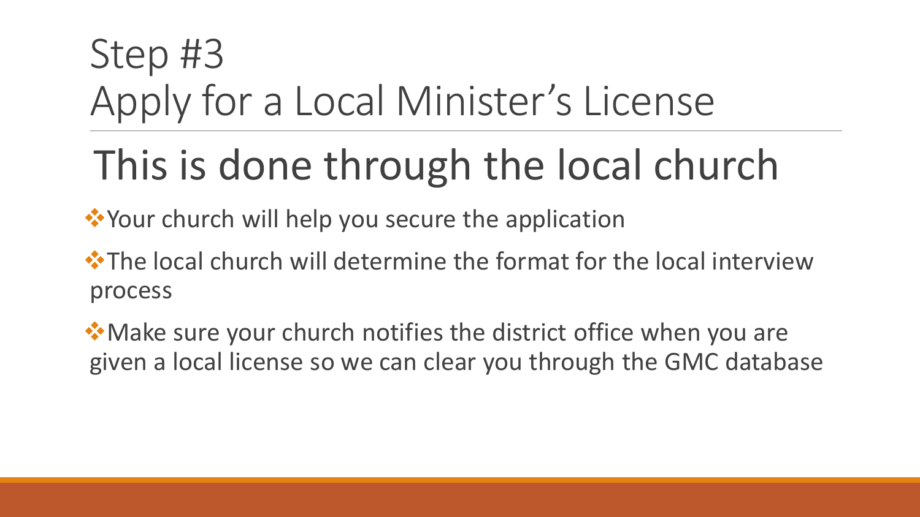# Step #3
# Apply for a Local Minister's License

## This is done through the local church

- Your church will help you secure the application
- The local church will determine the format for the local interview process
- Make sure your church notifies the district office when you are given a local license so we can clear you through the GMC database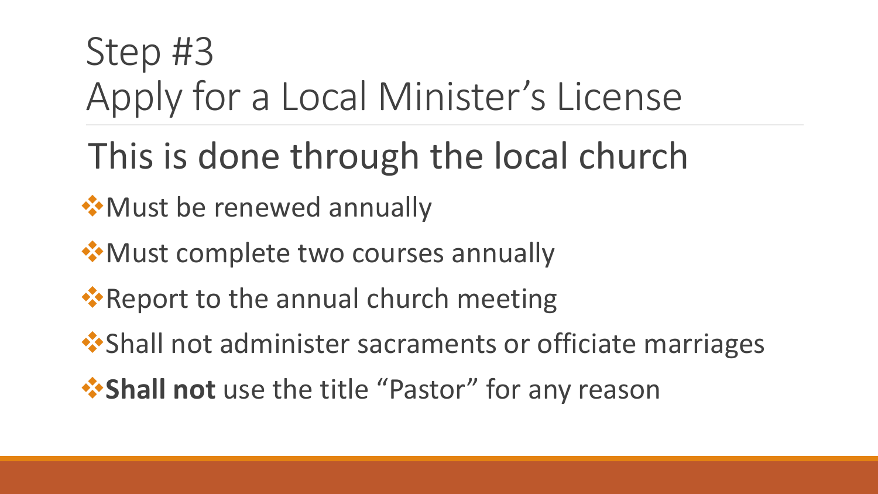# Step #3
# Apply for a Local Minister's License

## This is done through the local church

- Must be renewed annually
- Must complete two courses annually
- Report to the annual church meeting
- Shall not administer sacraments or officiate marriages
- **Shall not** use the title "Pastor" for any reason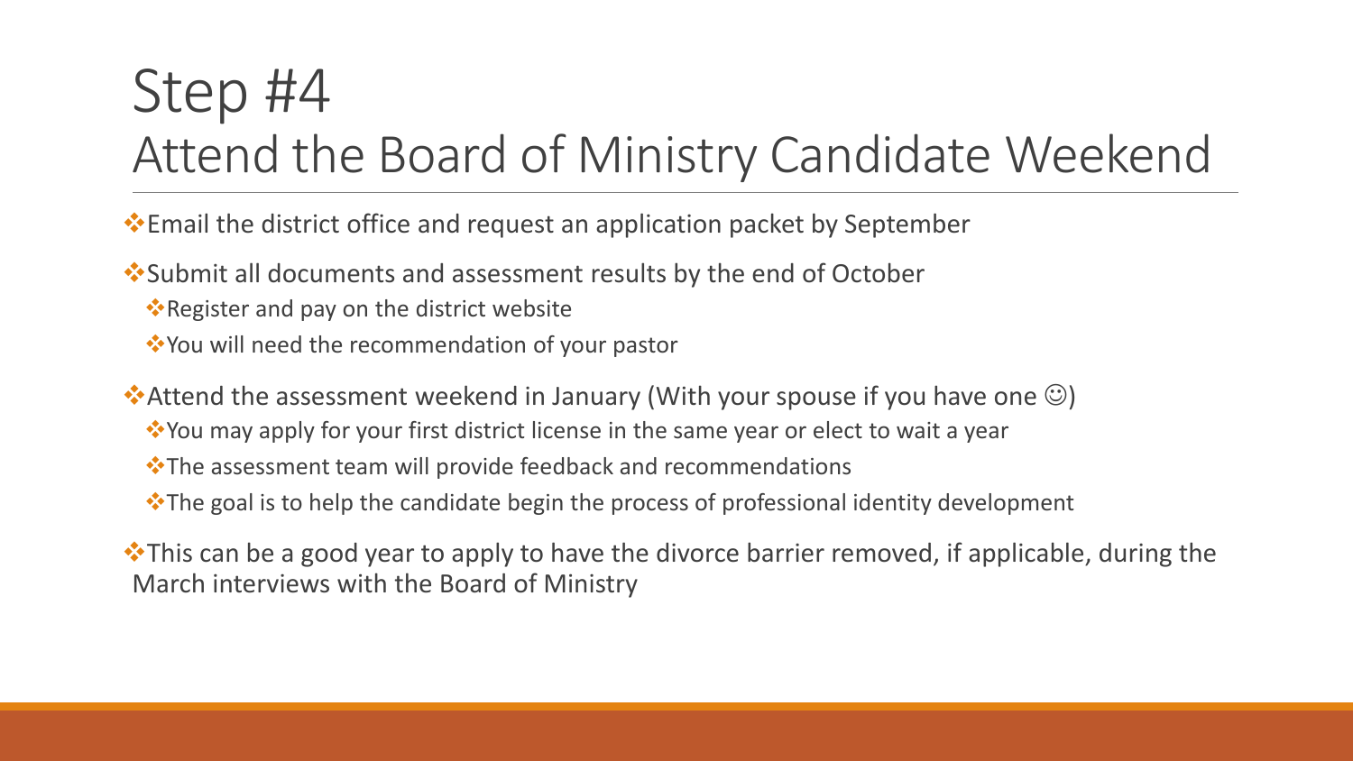# Step #4
## Attend the Board of Ministry Candidate Weekend

- Email the district office and request an application packet by September
- Submit all documents and assessment results by the end of October
  - Register and pay on the district website
  - You will need the recommendation of your pastor
- Attend the assessment weekend in January (With your spouse if you have one ☺)
  - You may apply for your first district license in the same year or elect to wait a year
  - The assessment team will provide feedback and recommendations
  - The goal is to help the candidate begin the process of professional identity development
- This can be a good year to apply to have the divorce barrier removed, if applicable, during the March interviews with the Board of Ministry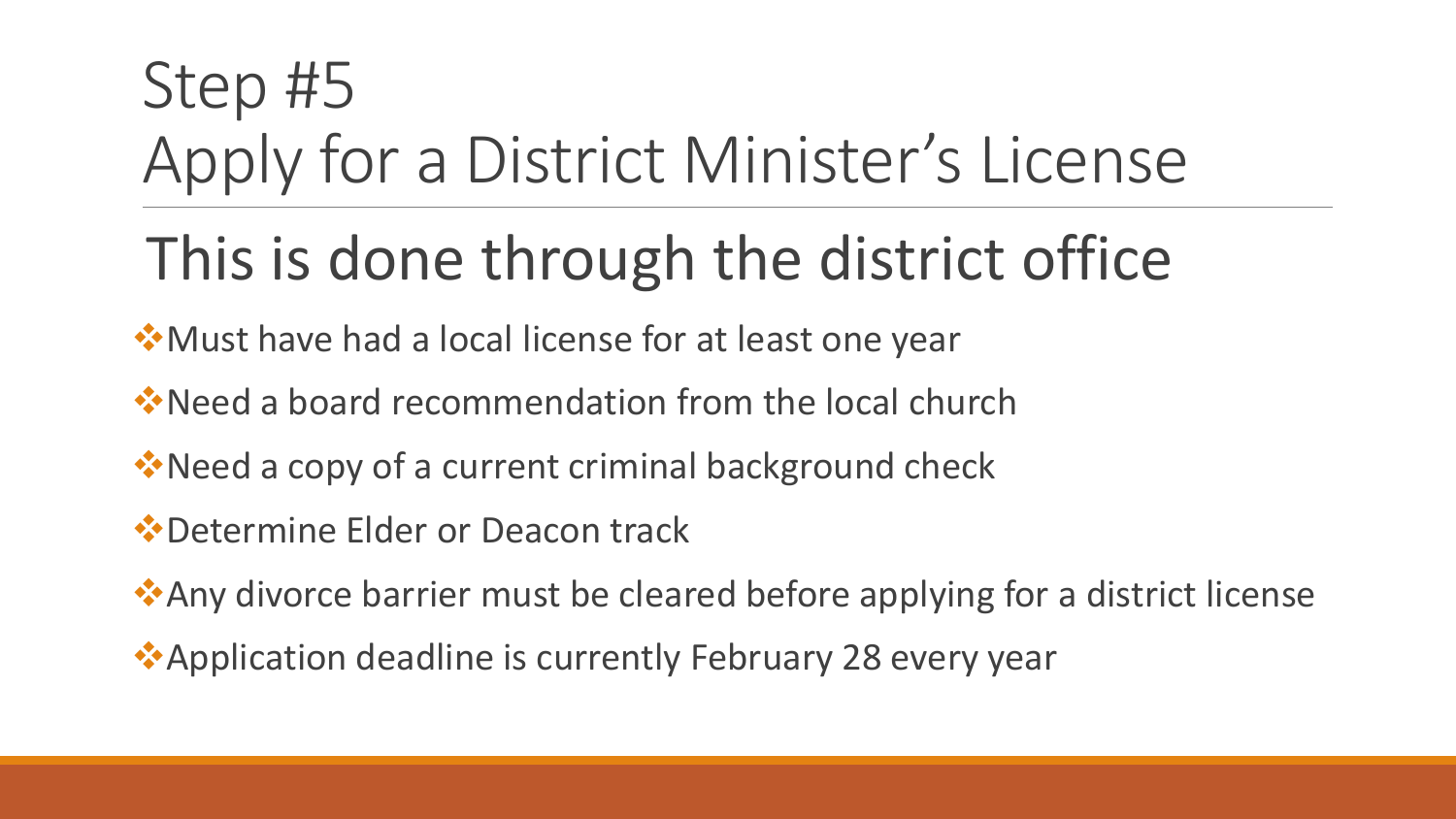# Step #5
# Apply for a District Minister's License

## This is done through the district office

- Must have had a local license for at least one year
- Need a board recommendation from the local church
- Need a copy of a current criminal background check
- Determine Elder or Deacon track
- Any divorce barrier must be cleared before applying for a district license
- Application deadline is currently February 28 every year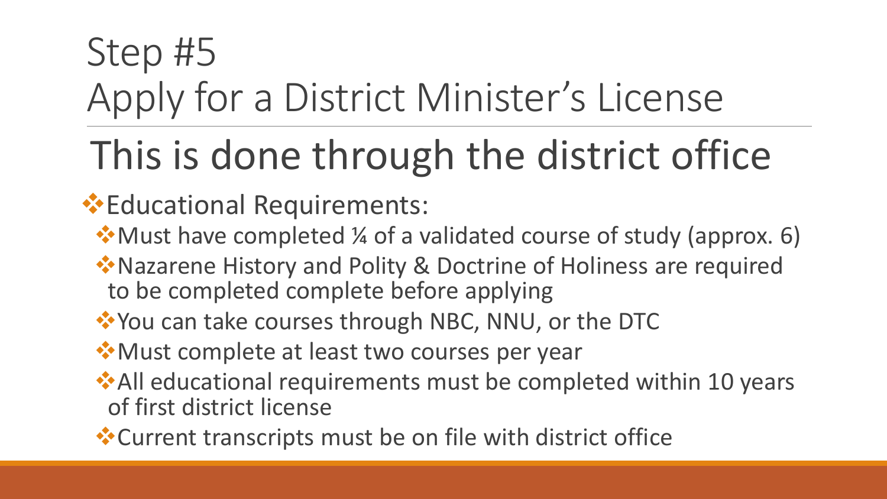# Step #5
# Apply for a District Minister's License

## This is done through the district office

- Educational Requirements:
  - Must have completed ¼ of a validated course of study (approx. 6)
  - Nazarene History and Polity & Doctrine of Holiness are required to be completed complete before applying
  - You can take courses through NBC, NNU, or the DTC
  - Must complete at least two courses per year
  - All educational requirements must be completed within 10 years of first district license
  - Current transcripts must be on file with district office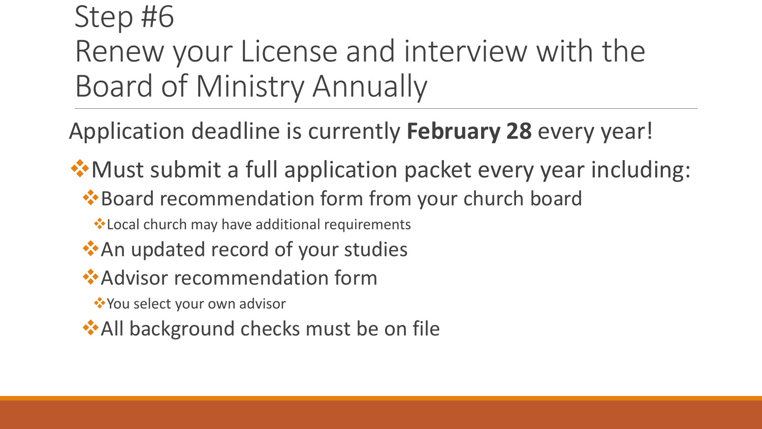# Step #6
# Renew your License and interview with the Board of Ministry Annually

Application deadline is currently **February 28** every year!

- Must submit a full application packet every year including:
  - Board recommendation form from your church board
    - Local church may have additional requirements
  - An updated record of your studies
  - Advisor recommendation form
    - You select your own advisor
  - All background checks must be on file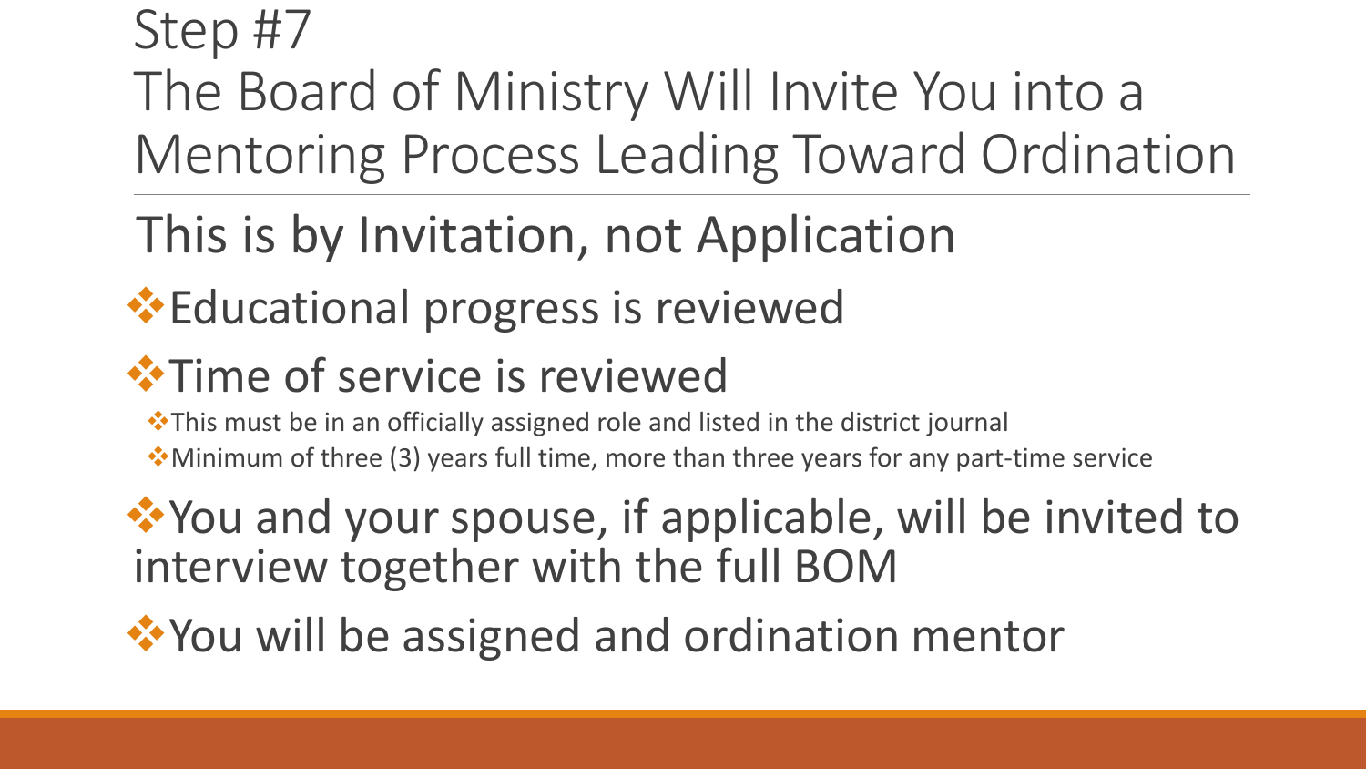# Step #7
# The Board of Ministry Will Invite You into a Mentoring Process Leading Toward Ordination

## This is by Invitation, not Application

- Educational progress is reviewed
- Time of service is reviewed
  - This must be in an officially assigned role and listed in the district journal
  - Minimum of three (3) years full time, more than three years for any part-time service
- You and your spouse, if applicable, will be invited to interview together with the full BOM
- You will be assigned and ordination mentor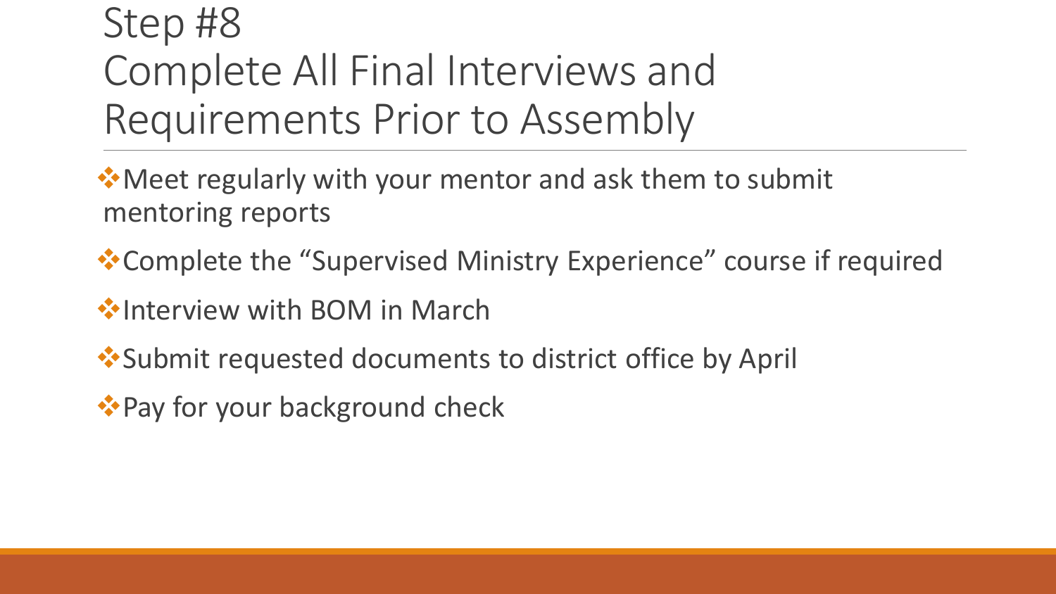# Step #8
# Complete All Final Interviews and Requirements Prior to Assembly

- Meet regularly with your mentor and ask them to submit mentoring reports
- Complete the "Supervised Ministry Experience" course if required
- Interview with BOM in March
- Submit requested documents to district office by April
- Pay for your background check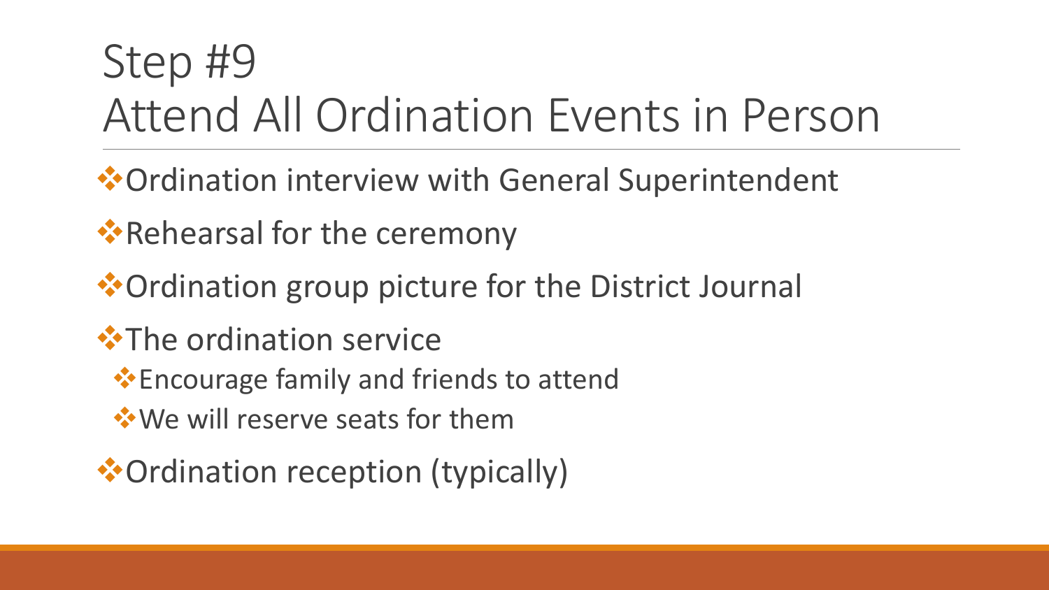# Step #9
# Attend All Ordination Events in Person

- Ordination interview with General Superintendent
- Rehearsal for the ceremony
- Ordination group picture for the District Journal
- The ordination service
  - Encourage family and friends to attend
  - We will reserve seats for them
- Ordination reception (typically)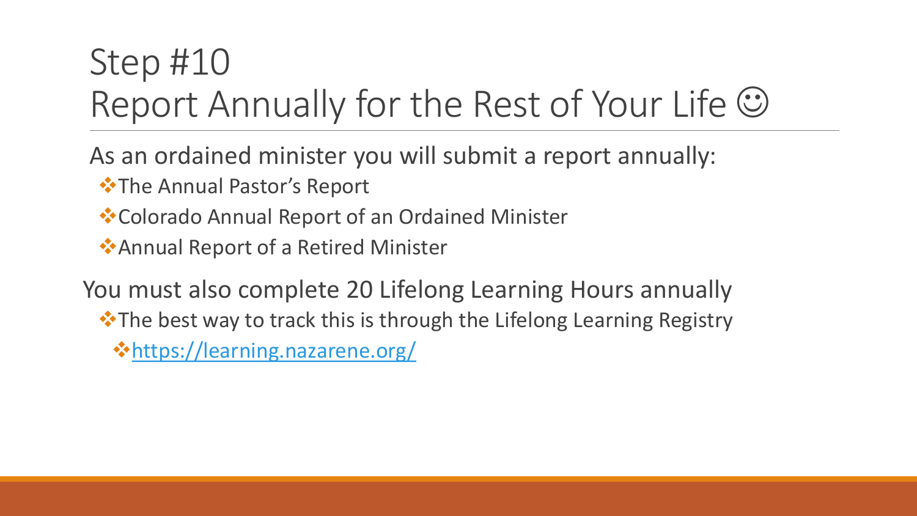# Step #10
# Report Annually for the Rest of Your Life ☺

As an ordained minister you will submit a report annually:

- The Annual Pastor's Report
- Colorado Annual Report of an Ordained Minister
- Annual Report of a Retired Minister

You must also complete 20 Lifelong Learning Hours annually

- The best way to track this is through the Lifelong Learning Registry
  - [https://learning.nazarene.org/](https://learning.nazarene.org/)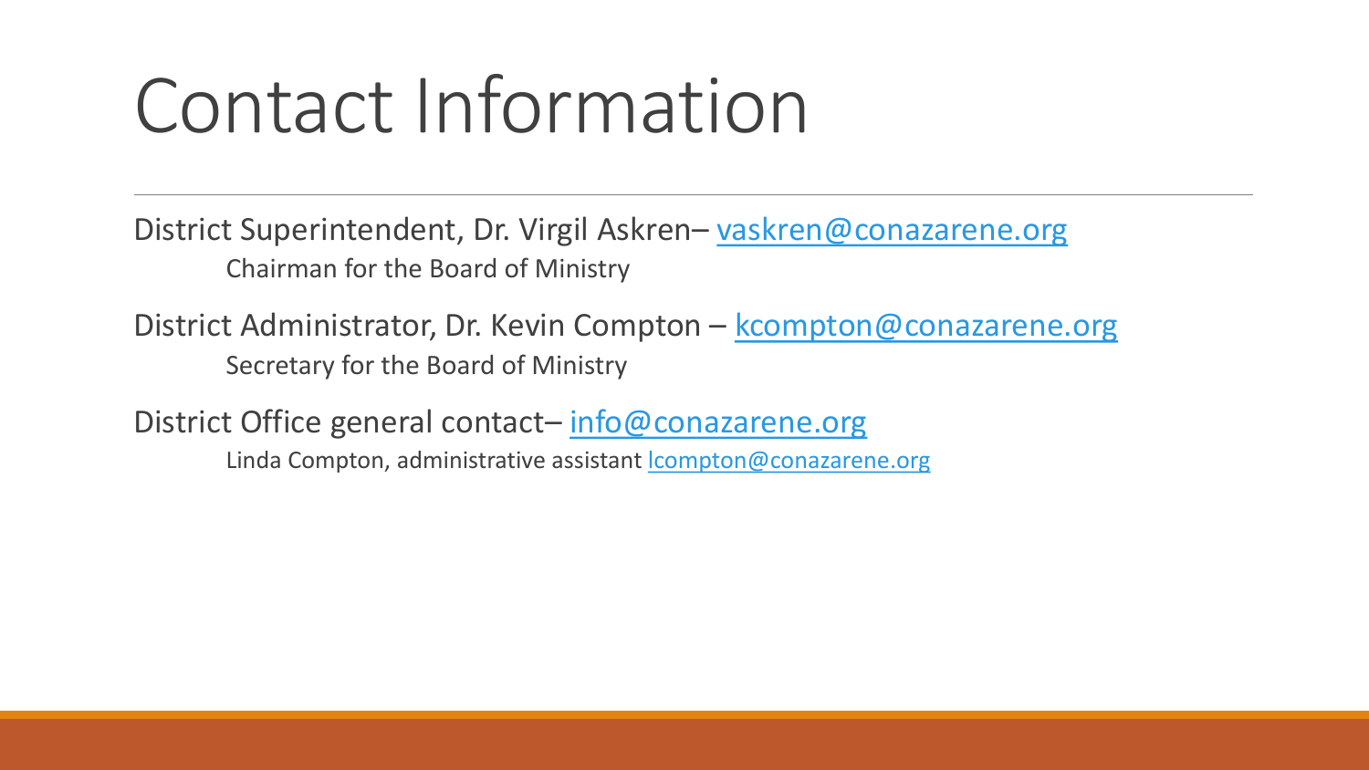# Contact Information

District Superintendent, Dr. Virgil Askren– vaskren@conazarene.org

Chairman for the Board of Ministry

District Administrator, Dr. Kevin Compton – kcompton@conazarene.org

Secretary for the Board of Ministry

District Office general contact– info@conazarene.org

Linda Compton, administrative assistant lcompton@conazarene.org